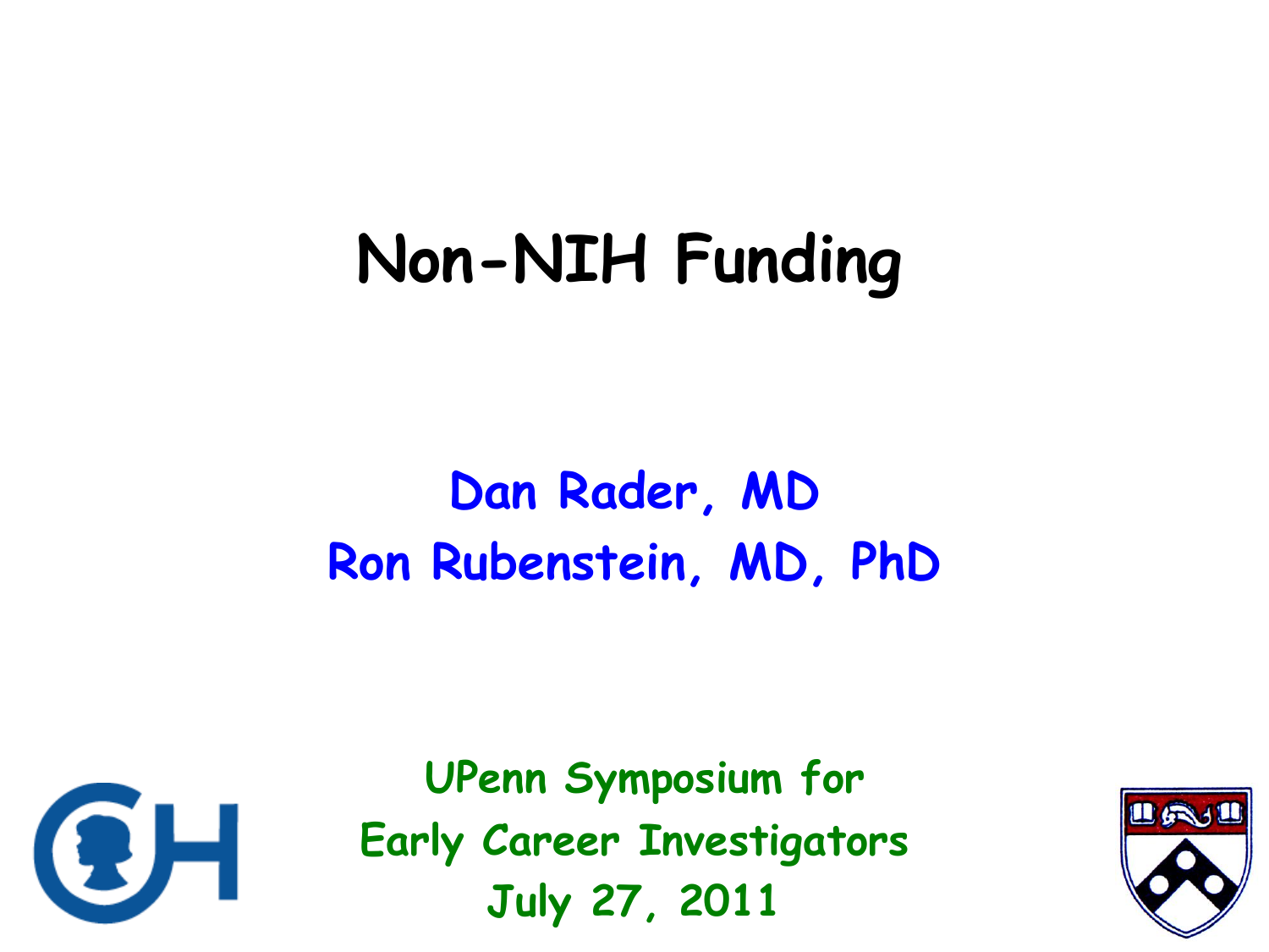# Non-NIH Funding

**Dan Rader, MD**

**Ron Rubenstein, MD, PhD**

**UPenn Symposium for Early Career Investigators**

**July 27, 2011**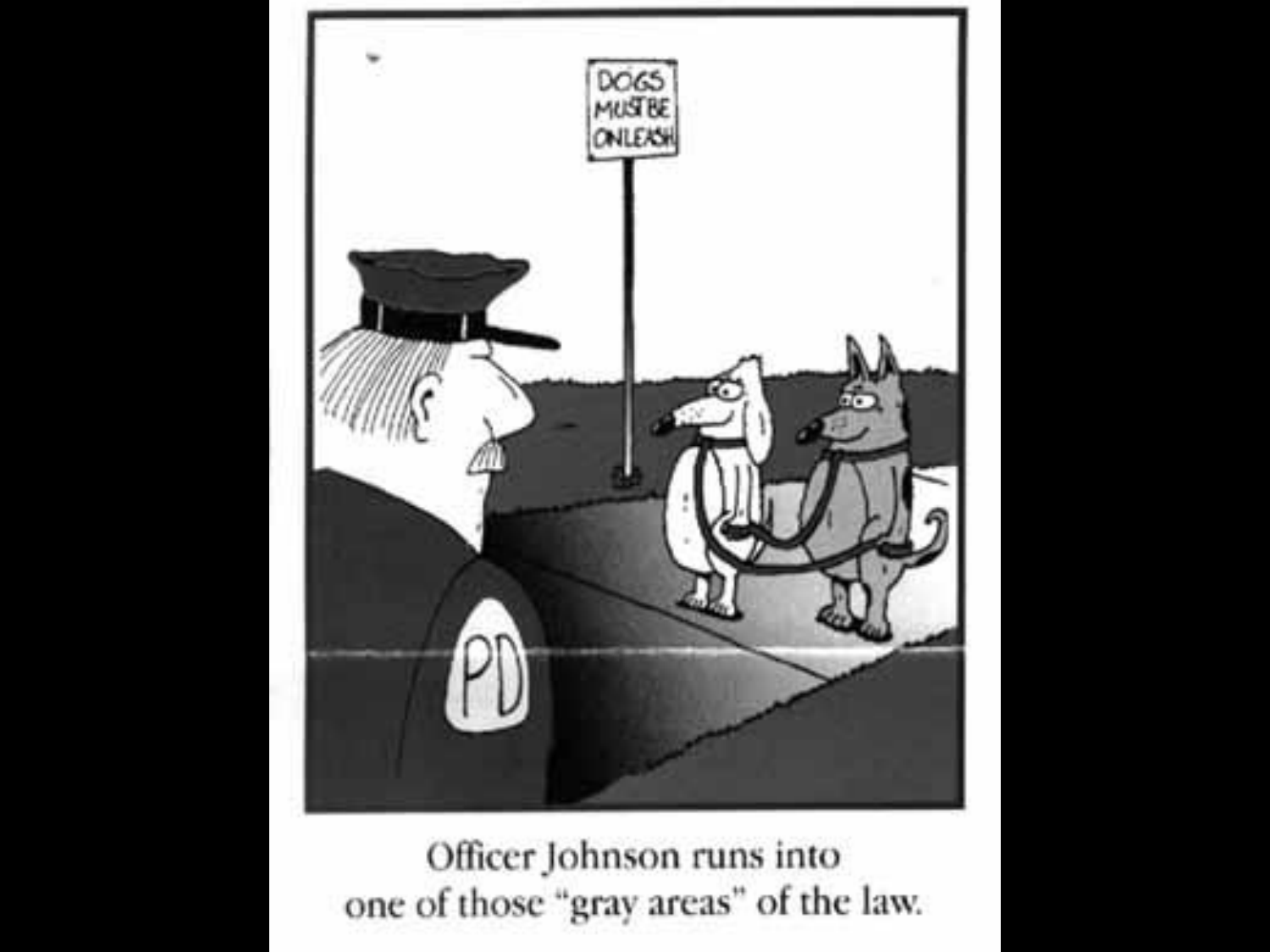Officer Johnson runs into one of those "gray areas" of the law.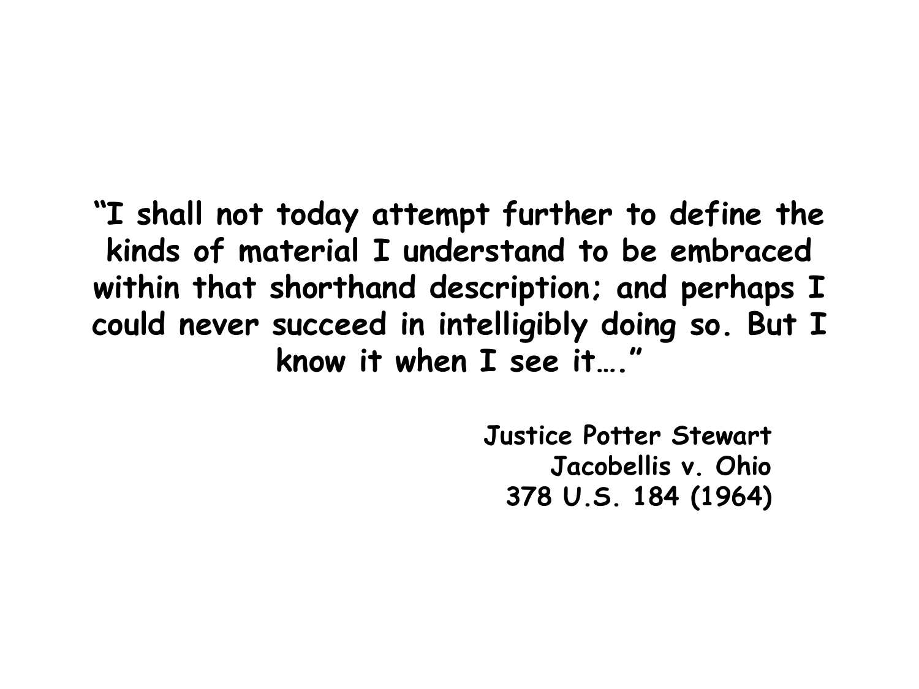**"I shall not today attempt further to define the kinds of material I understand to be embraced within that shorthand description; and perhaps I could never succeed in intelligibly doing so. But I know it when I see it…."**

**Justice Potter Stewart**
**Jacobellis v. Ohio**
**378 U.S. 184 (1964)**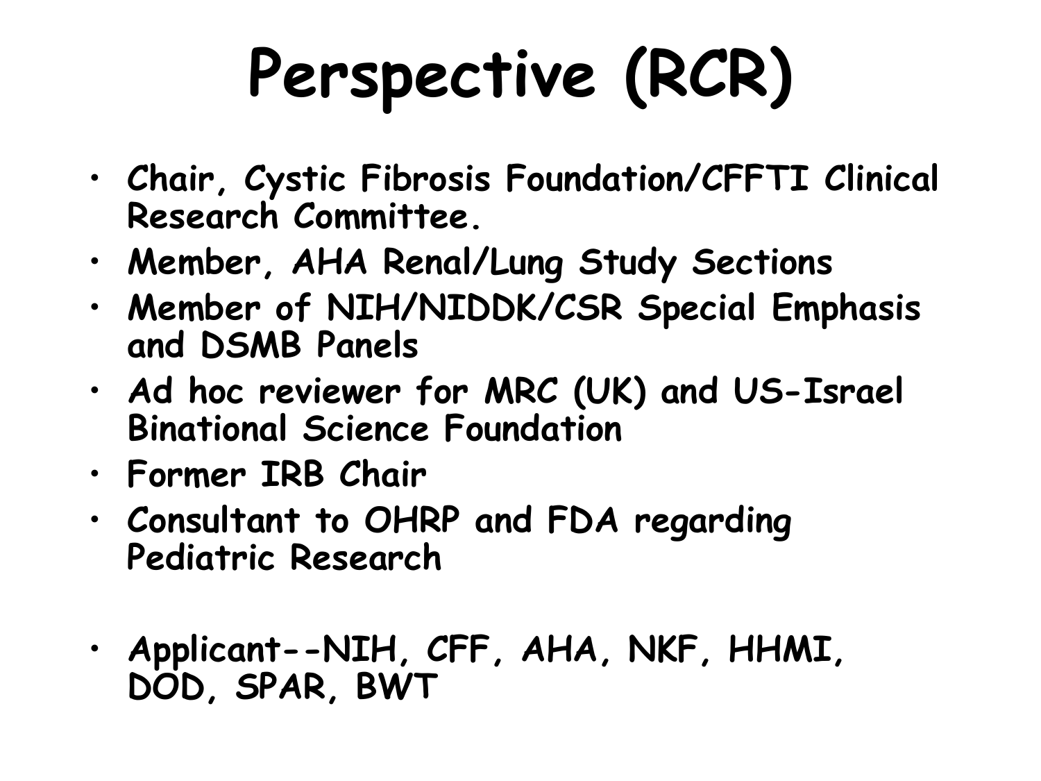# Perspective (RCR)

- Chair, Cystic Fibrosis Foundation/CFFTI Clinical Research Committee.
- Member, AHA Renal/Lung Study Sections
- Member of NIH/NIDDK/CSR Special Emphasis and DSMB Panels
- Ad hoc reviewer for MRC (UK) and US-Israel Binational Science Foundation
- Former IRB Chair
- Consultant to OHRP and FDA regarding Pediatric Research

- Applicant--NIH, CFF, AHA, NKF, HHMI, DOD, SPAR, BWT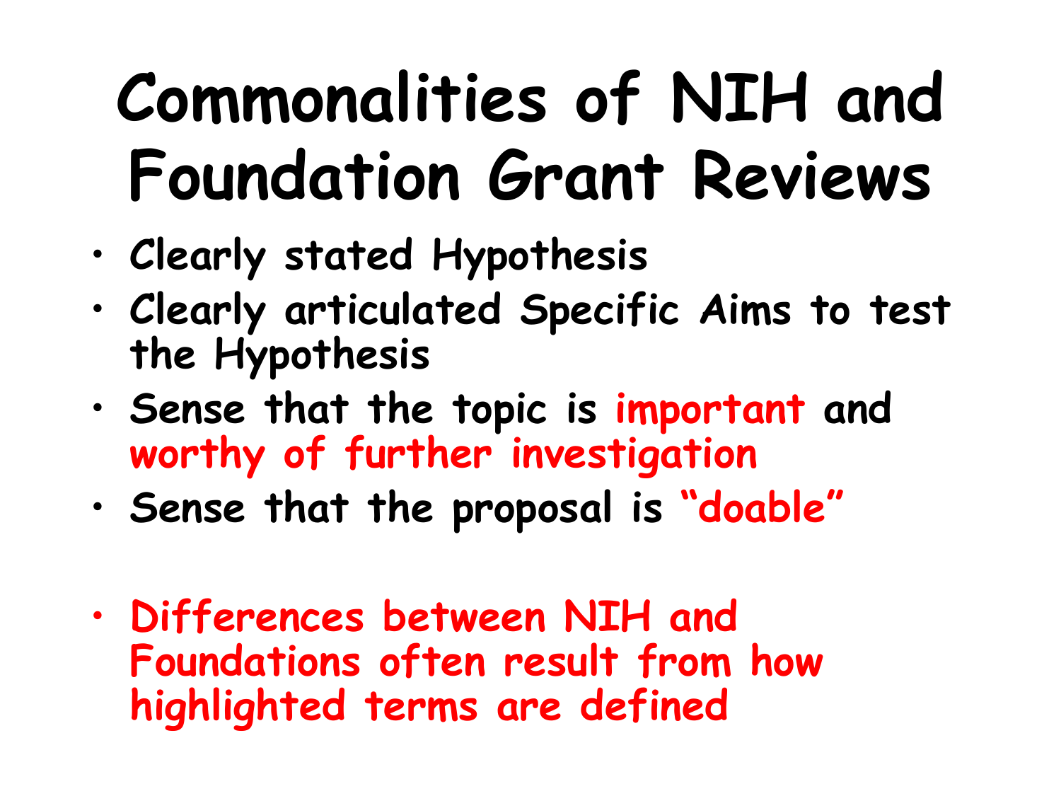# Commonalities of NIH and Foundation Grant Reviews

- Clearly stated Hypothesis
- Clearly articulated Specific Aims to test the Hypothesis
- Sense that the topic is **important** and **worthy of further investigation**
- Sense that the proposal is **"doable"**

- **Differences between NIH and Foundations often result from how highlighted terms are defined**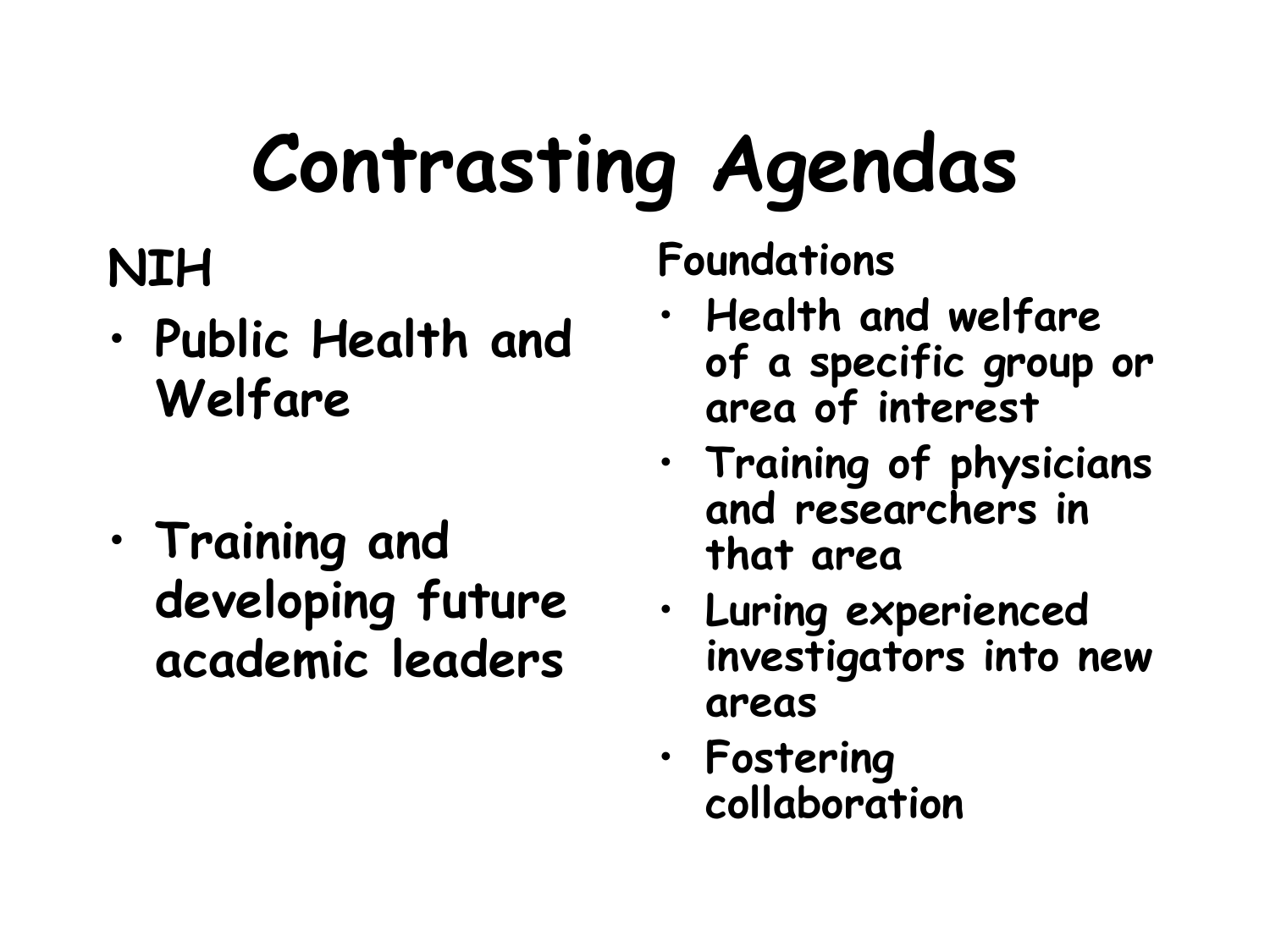# Contrasting Agendas

**NIH**

- Public Health and Welfare
- Training and developing future academic leaders

**Foundations**

- Health and welfare of a specific group or area of interest
- Training of physicians and researchers in that area
- Luring experienced investigators into new areas
- Fostering collaboration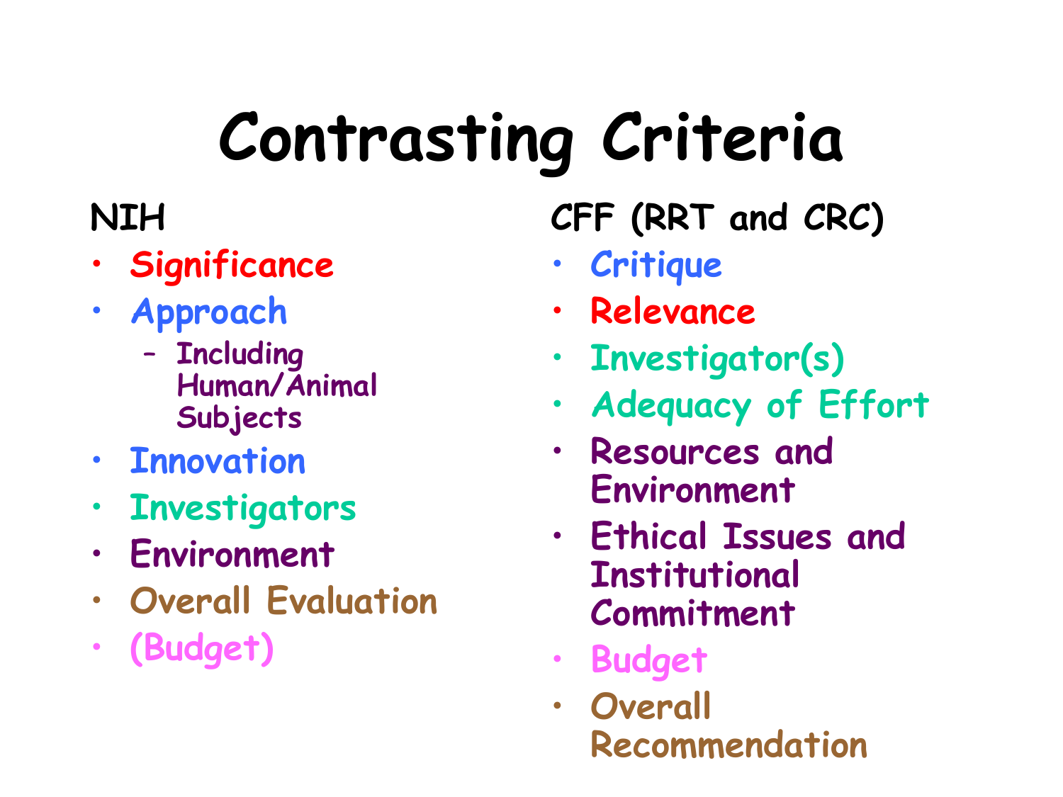# Contrasting Criteria

NIH

- Significance
- Approach
  - Including Human/Animal Subjects
- Innovation
- Investigators
- Environment
- Overall Evaluation
- (Budget)

CFF (RRT and CRC)

- Critique
- Relevance
- Investigator(s)
- *Adequacy of Effort*
- Resources and Environment
- Ethical Issues and Institutional Commitment
- Budget
- Overall Recommendation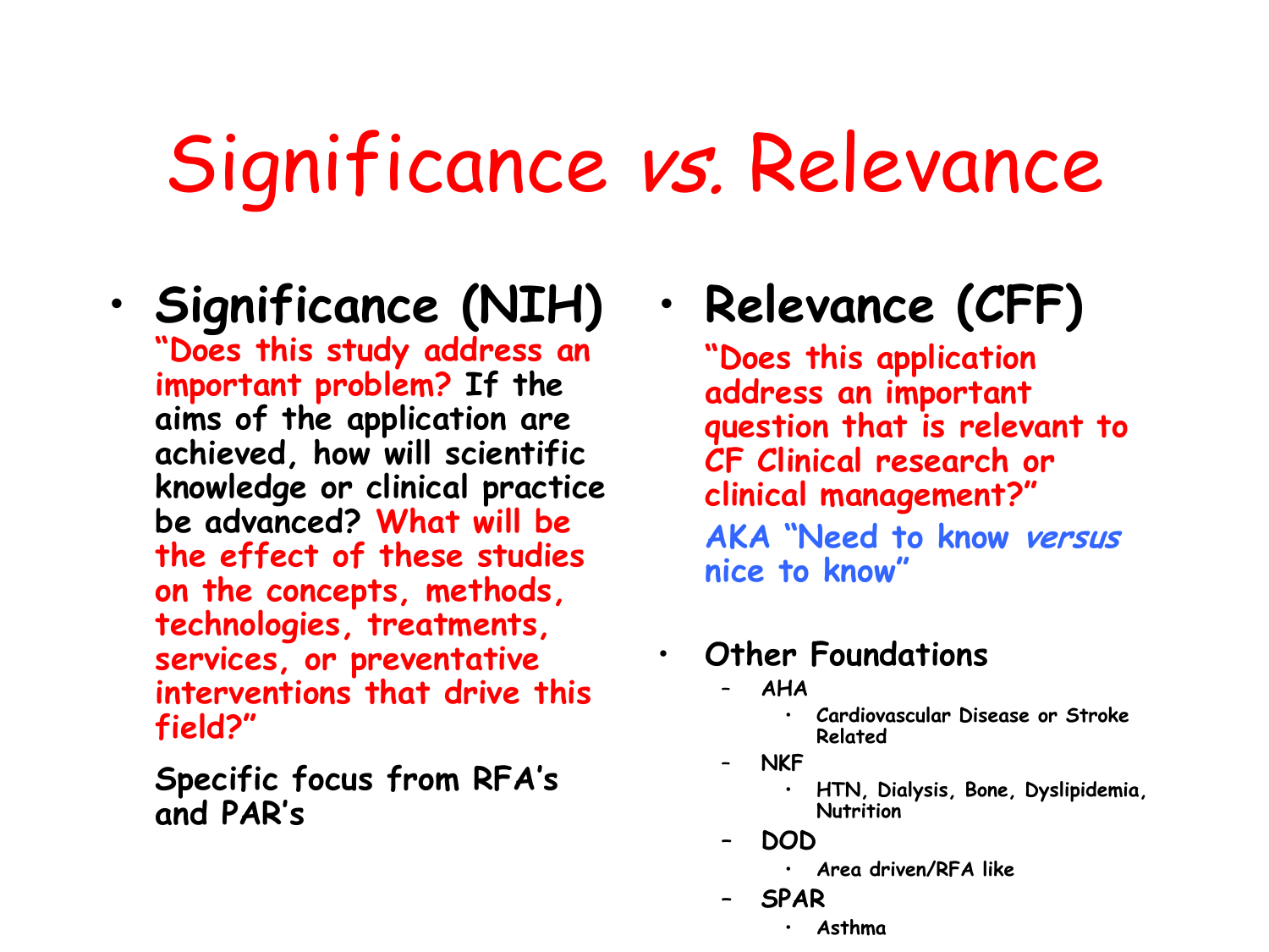# Significance *vs.* Relevance

- **Significance (NIH)**

  **"Does this study address an important problem? If the aims of the application are achieved, how will scientific knowledge or clinical practice be advanced? What will be the effect of these studies on the concepts, methods, technologies, treatments, services, or preventative interventions that drive this field?"**

  **Specific focus from RFA's and PAR's**

- **Relevance (CFF)**

  **"Does this application address an important question that is relevant to CF Clinical research or clinical management?"**

  **AKA "Need to know *versus* nice to know"**

- **Other Foundations**
  - **AHA**
    - **Cardiovascular Disease or Stroke Related**
  - **NKF**
    - **HTN, Dialysis, Bone, Dyslipidemia, Nutrition**
  - **DOD**
    - **Area driven/RFA like**
  - **SPAR**
    - **Asthma**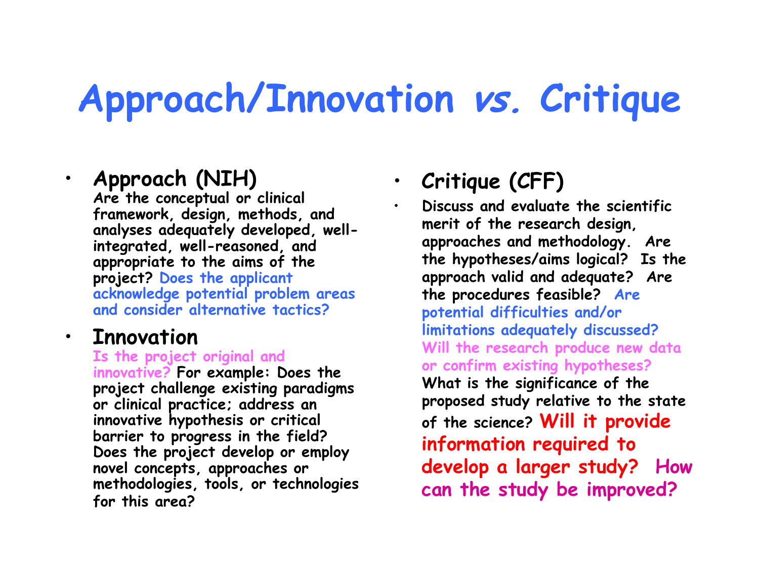# Approach/Innovation *vs.* Critique

- **Approach (NIH)**
  **Are the conceptual or clinical framework, design, methods, and analyses adequately developed, well-integrated, well-reasoned, and appropriate to the aims of the project? Does the applicant acknowledge potential problem areas and consider alternative tactics?**

- **Innovation**
  **Is the project original and innovative? For example: Does the project challenge existing paradigms or clinical practice; address an innovative hypothesis or critical barrier to progress in the field? Does the project develop or employ novel concepts, approaches or methodologies, tools, or technologies for this area?**

- **Critique (CFF)**

- **Discuss and evaluate the scientific merit of the research design, approaches and methodology. Are the hypotheses/aims logical? Is the approach valid and adequate? Are the procedures feasible? Are potential difficulties and/or limitations adequately discussed? Will the research produce new data or confirm existing hypotheses? What is the significance of the proposed study relative to the state of the science? Will it provide information required to develop a larger study? How can the study be improved?**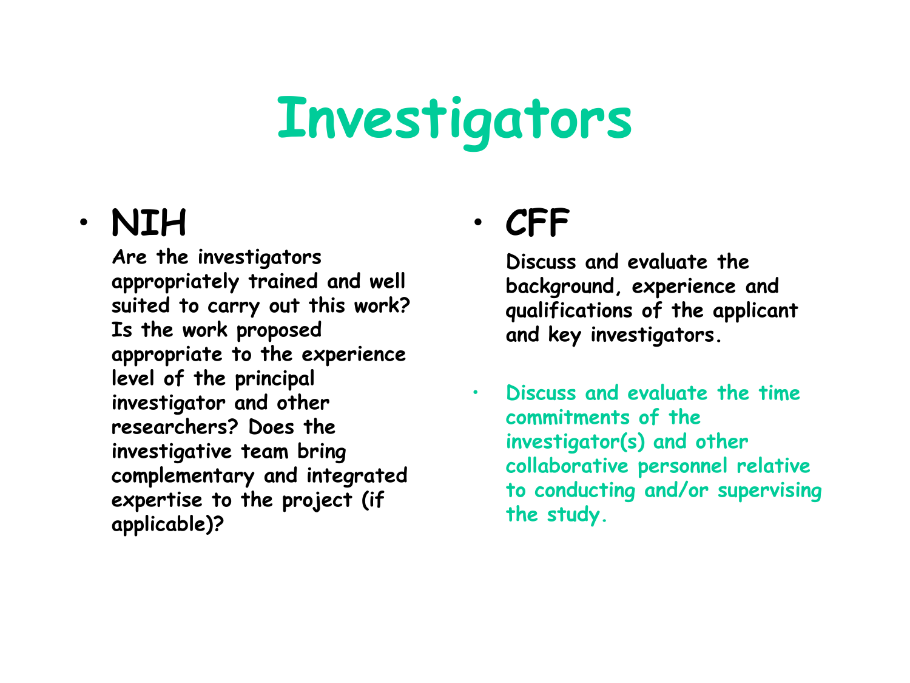# Investigators

- **NIH**

  **Are the investigators appropriately trained and well suited to carry out this work? Is the work proposed appropriate to the experience level of the principal investigator and other researchers? Does the investigative team bring complementary and integrated expertise to the project (if applicable)?**

- **CFF**

  **Discuss and evaluate the background, experience and qualifications of the applicant and key investigators.**

- **Discuss and evaluate the time commitments of the investigator(s) and other collaborative personnel relative to conducting and/or supervising the study.**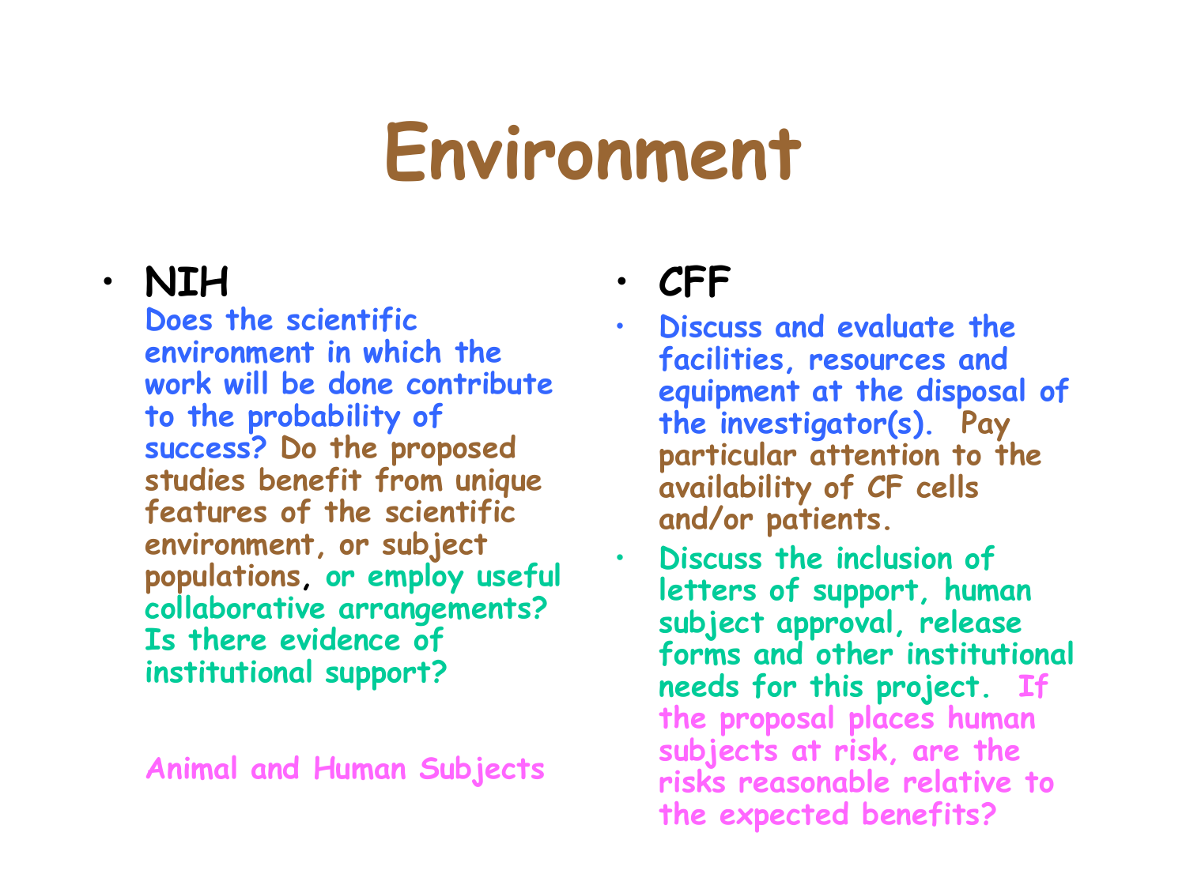# Environment

- **NIH**

  Does the scientific environment in which the work will be done contribute to the probability of success? Do the proposed studies benefit from unique features of the scientific environment, or subject populations, or employ useful collaborative arrangements? Is there evidence of institutional support?

  Animal and Human Subjects

- **CFF**
  - Discuss and evaluate the facilities, resources and equipment at the disposal of the investigator(s). Pay particular attention to the availability of CF cells and/or patients.
  - Discuss the inclusion of letters of support, human subject approval, release forms and other institutional needs for this project. If the proposal places human subjects at risk, are the risks reasonable relative to the expected benefits?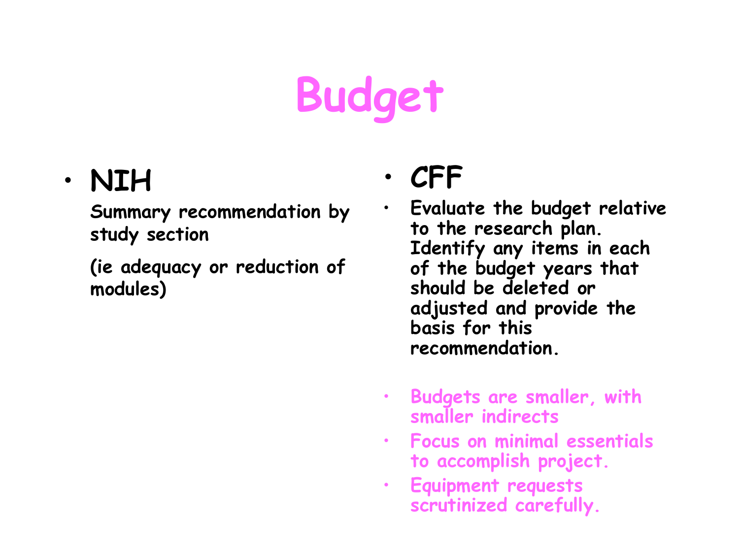# Budget

- **NIH**

  **Summary recommendation by study section**

  **(ie adequacy or reduction of modules)**

- **CFF**

- **Evaluate the budget relative to the research plan. Identify any items in each of the budget years that should be deleted or adjusted and provide the basis for this recommendation.**

- **Budgets are smaller, with smaller indirects**
- **Focus on minimal essentials to accomplish project.**
- **Equipment requests scrutinized carefully.**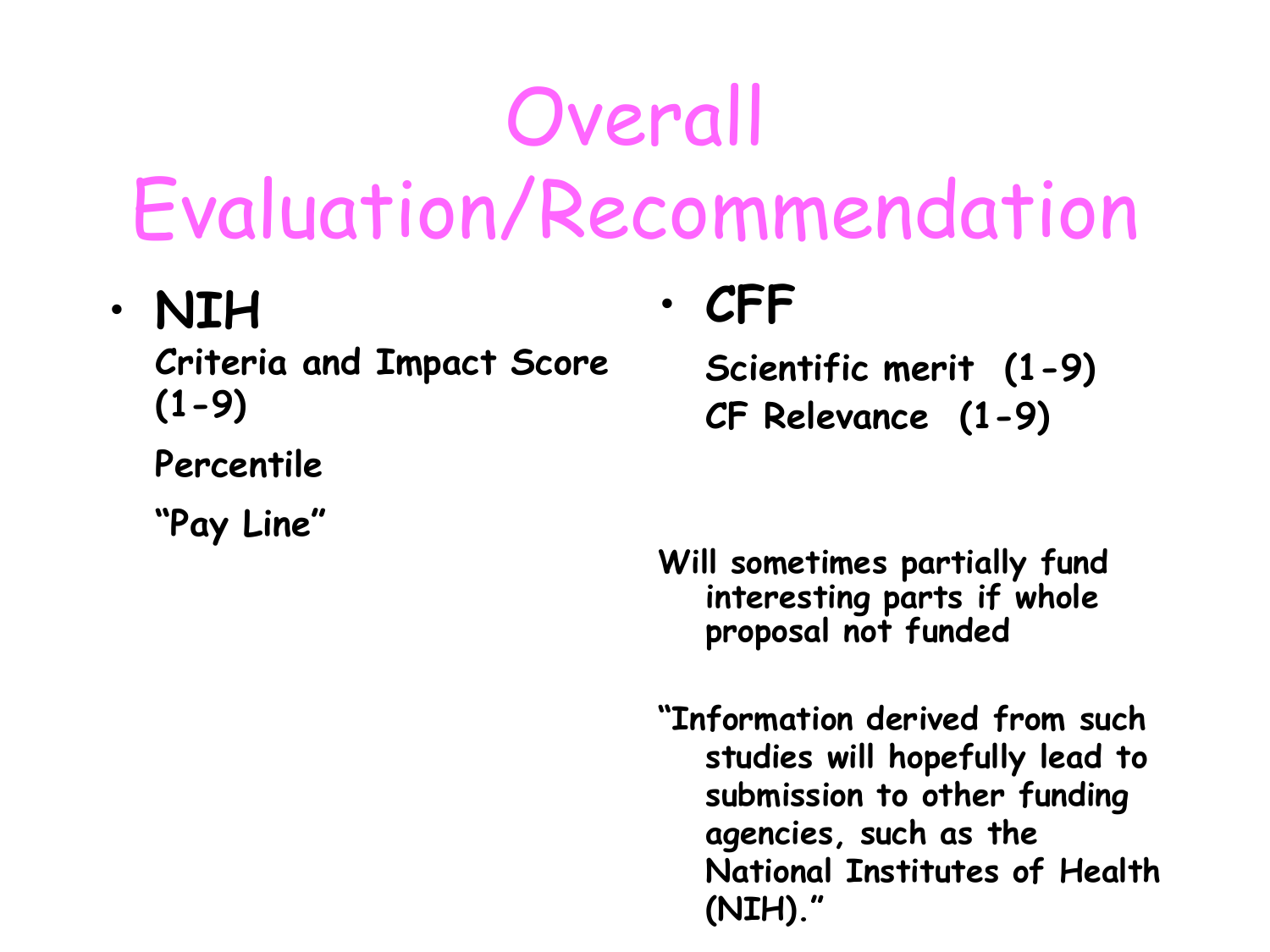# Overall Evaluation/Recommendation

- **NIH**

  **Criteria and Impact Score (1-9)**

  **Percentile**

  **"Pay Line"**

- **CFF**

  **Scientific merit (1-9)**

  **CF Relevance (1-9)**

**Will sometimes partially fund interesting parts if whole proposal not funded**

**"Information derived from such studies will hopefully lead to submission to other funding agencies, such as the National Institutes of Health (NIH)."**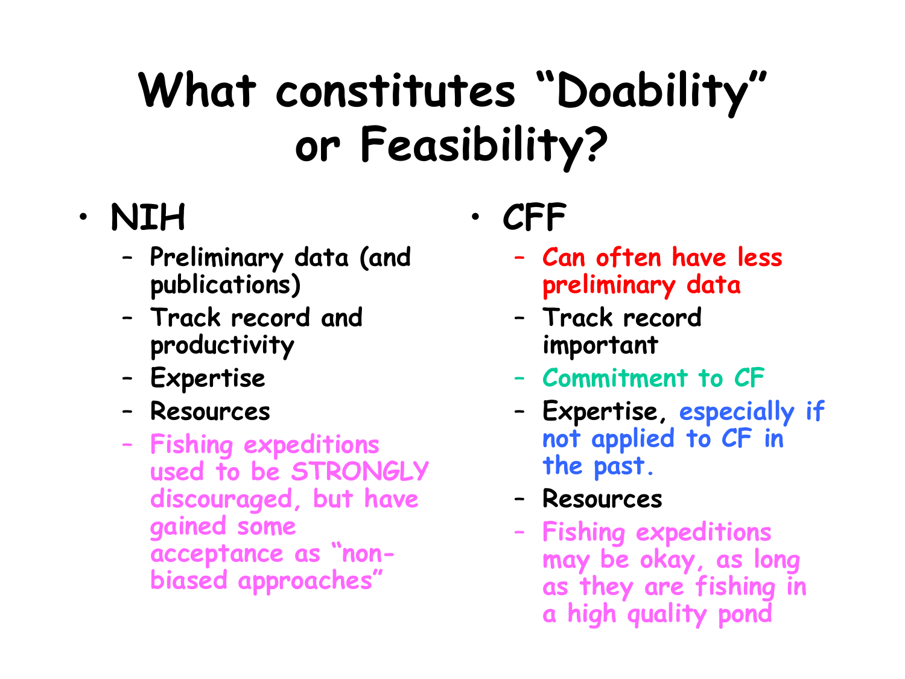# What constitutes "Doability" or Feasibility?

- NIH
  - Preliminary data (and publications)
  - Track record and productivity
  - Expertise
  - Resources
  - Fishing expeditions used to be STRONGLY discouraged, but have gained some acceptance as "non-biased approaches"
- CFF
  - Can often have less preliminary data
  - Track record important
  - Commitment to CF
  - Expertise, especially if not applied to CF in the past.
  - Resources
  - Fishing expeditions may be okay, as long as they are fishing in a high quality pond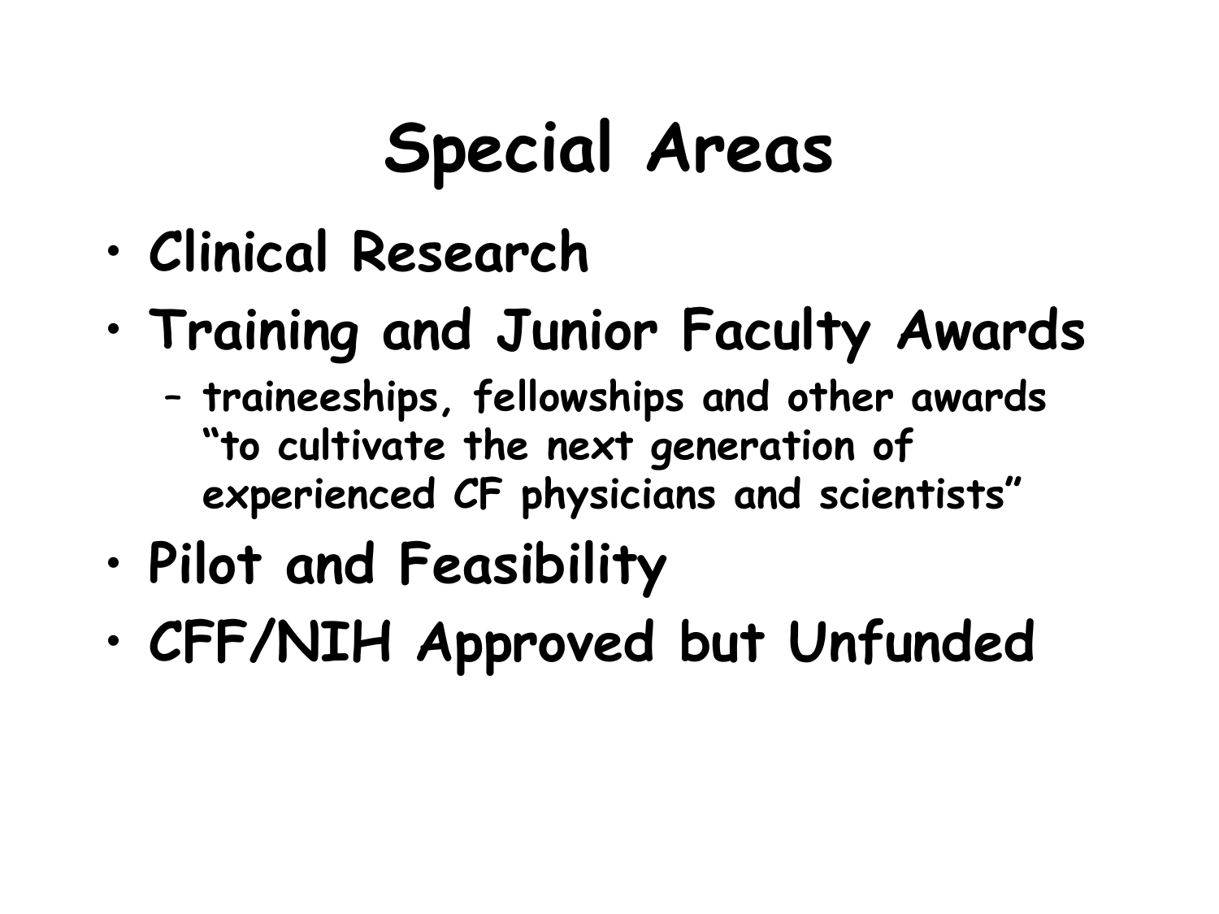# Special Areas

- Clinical Research
- Training and Junior Faculty Awards
  - traineeships, fellowships and other awards "to cultivate the next generation of experienced CF physicians and scientists"
- Pilot and Feasibility
- CFF/NIH Approved but Unfunded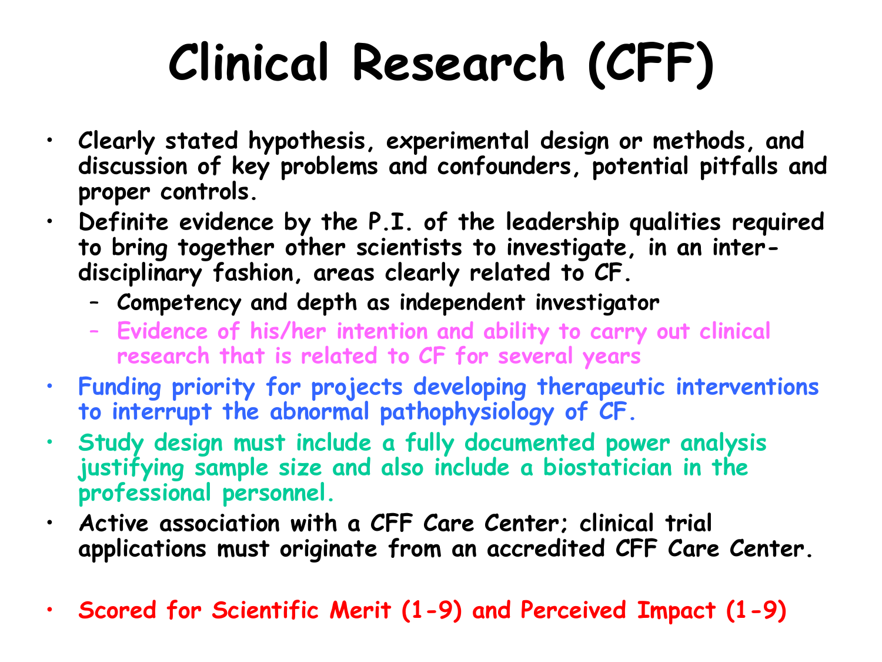# Clinical Research (CFF)

- Clearly stated hypothesis, experimental design or methods, and discussion of key problems and confounders, potential pitfalls and proper controls.
- Definite evidence by the P.I. of the leadership qualities required to bring together other scientists to investigate, in an inter-disciplinary fashion, areas clearly related to CF.
  - Competency and depth as independent investigator
  - Evidence of his/her intention and ability to carry out clinical research that is related to CF for several years
- Funding priority for projects developing therapeutic interventions to interrupt the abnormal pathophysiology of CF.
- Study design must include a fully documented power analysis justifying sample size and also include a biostatician in the professional personnel.
- Active association with a CFF Care Center; clinical trial applications must originate from an accredited CFF Care Center.

- Scored for Scientific Merit (1-9) and Perceived Impact (1-9)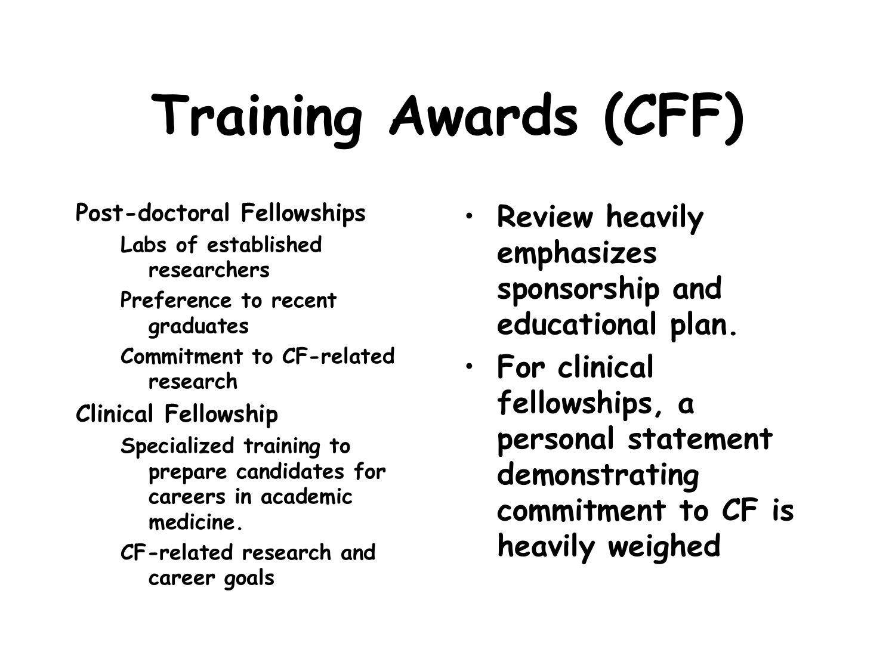# Training Awards (CFF)

Post-doctoral Fellowships

- Labs of established researchers
- Preference to recent graduates
- Commitment to CF-related research

Clinical Fellowship

- Specialized training to prepare candidates for careers in academic medicine.
- CF-related research and career goals

- **Review heavily emphasizes sponsorship and educational plan.**
- **For clinical fellowships, a personal statement demonstrating commitment to CF is heavily weighed**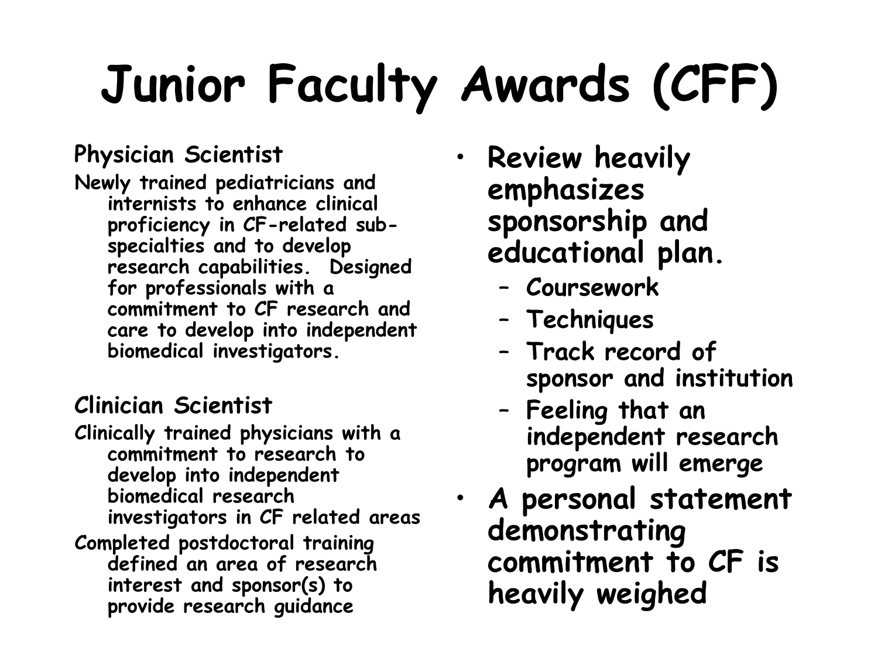# Junior Faculty Awards (CFF)

**Physician Scientist**

**Newly trained pediatricians and internists to enhance clinical proficiency in CF-related sub-specialties and to develop research capabilities. Designed for professionals with a commitment to CF research and care to develop into independent biomedical investigators.**

**Clinician Scientist**

**Clinically trained physicians with a commitment to research to develop into independent biomedical research investigators in CF related areas**

**Completed postdoctoral training defined an area of research interest and sponsor(s) to provide research guidance**

- **Review heavily emphasizes sponsorship and educational plan.**
  - **Coursework**
  - **Techniques**
  - **Track record of sponsor and institution**
  - **Feeling that an independent research program will emerge**
- ***A* personal statement demonstrating commitment to CF is heavily weighed**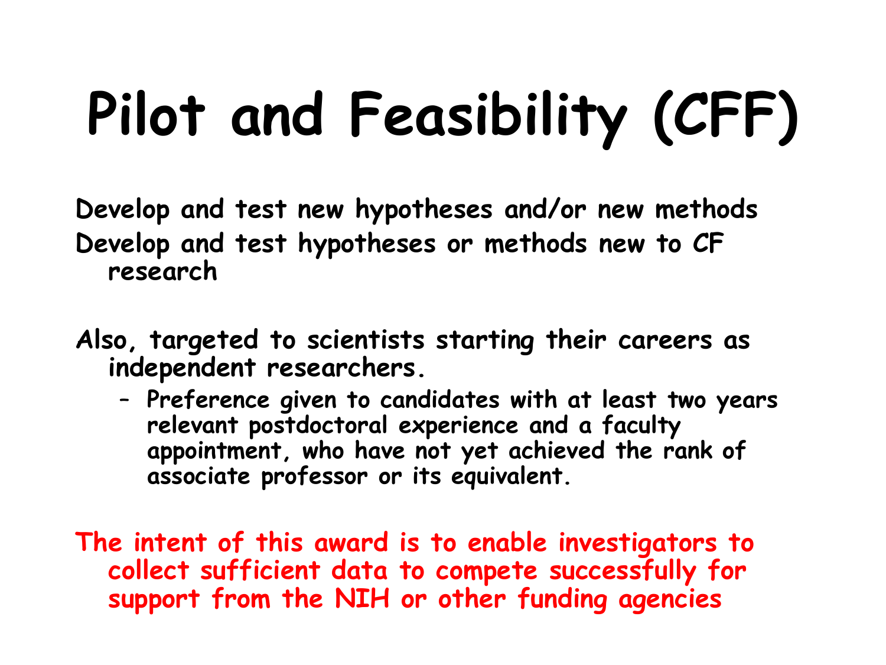# Pilot and Feasibility (CFF)

Develop and test new hypotheses and/or new methods

Develop and test hypotheses or methods new to CF research

Also, targeted to scientists starting their careers as independent researchers.

- Preference given to candidates with at least two years relevant postdoctoral experience and a faculty appointment, who have not yet achieved the rank of associate professor or its equivalent.

The intent of this award is to enable investigators to collect sufficient data to compete successfully for support from the NIH or other funding agencies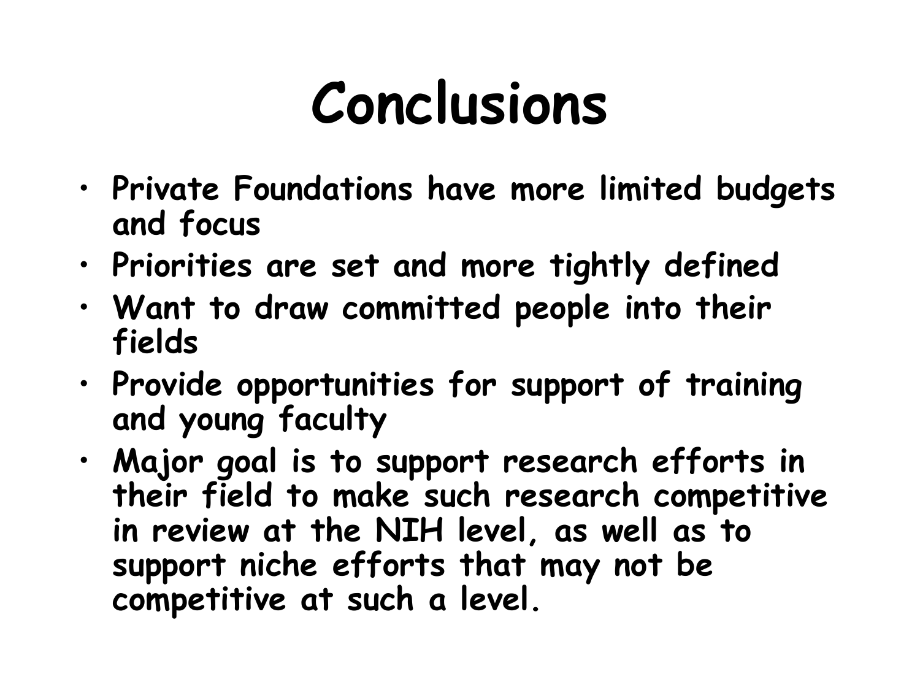# Conclusions

- Private Foundations have more limited budgets and focus
- Priorities are set and more tightly defined
- Want to draw committed people into their fields
- Provide opportunities for support of training and young faculty
- Major goal is to support research efforts in their field to make such research competitive in review at the NIH level, as well as to support niche efforts that may not be competitive at such a level.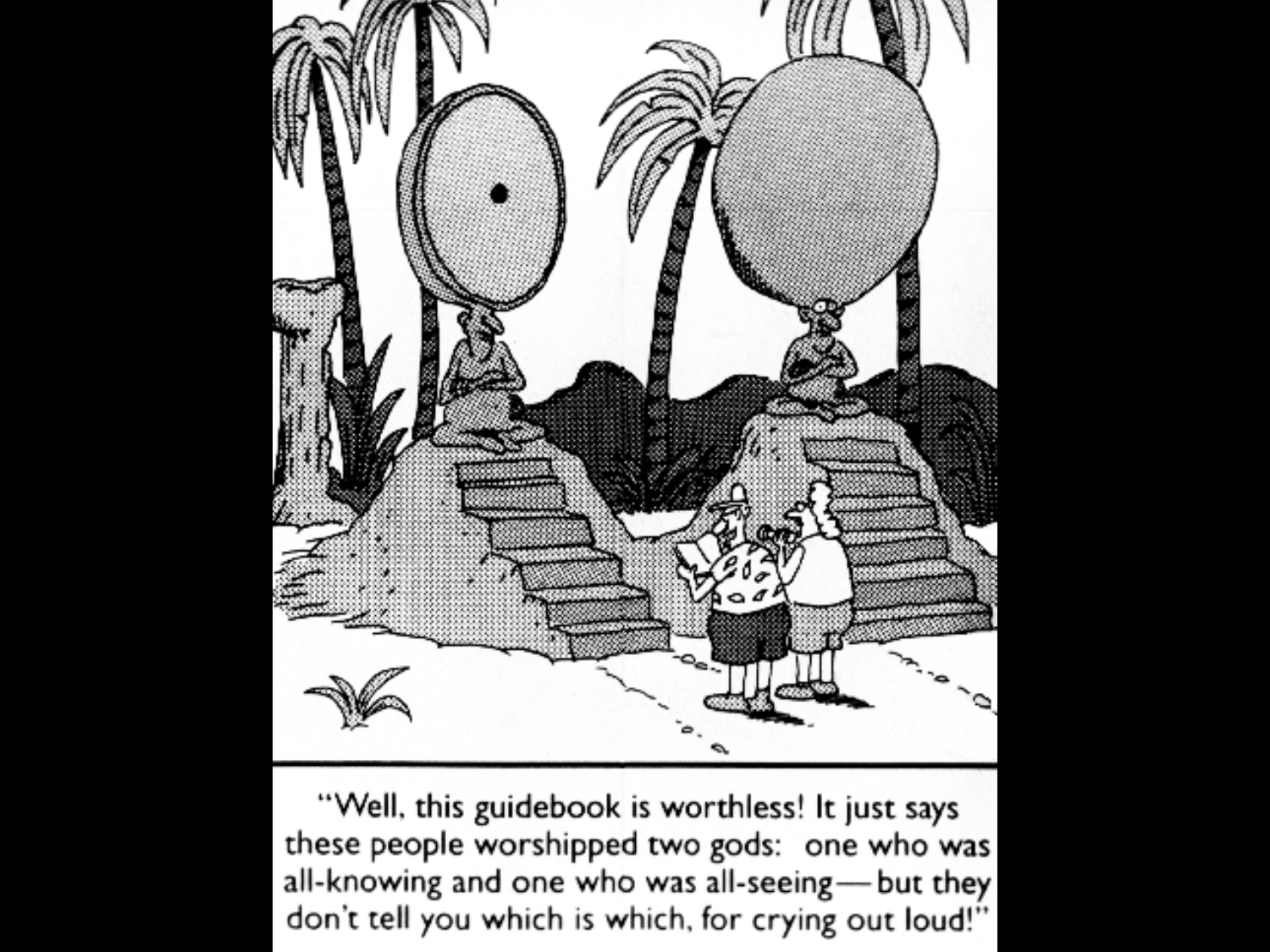"Well, this guidebook is worthless! It just says these people worshipped two gods: one who was all-knowing and one who was all-seeing—but they don't tell you which is which, for crying out loud!"